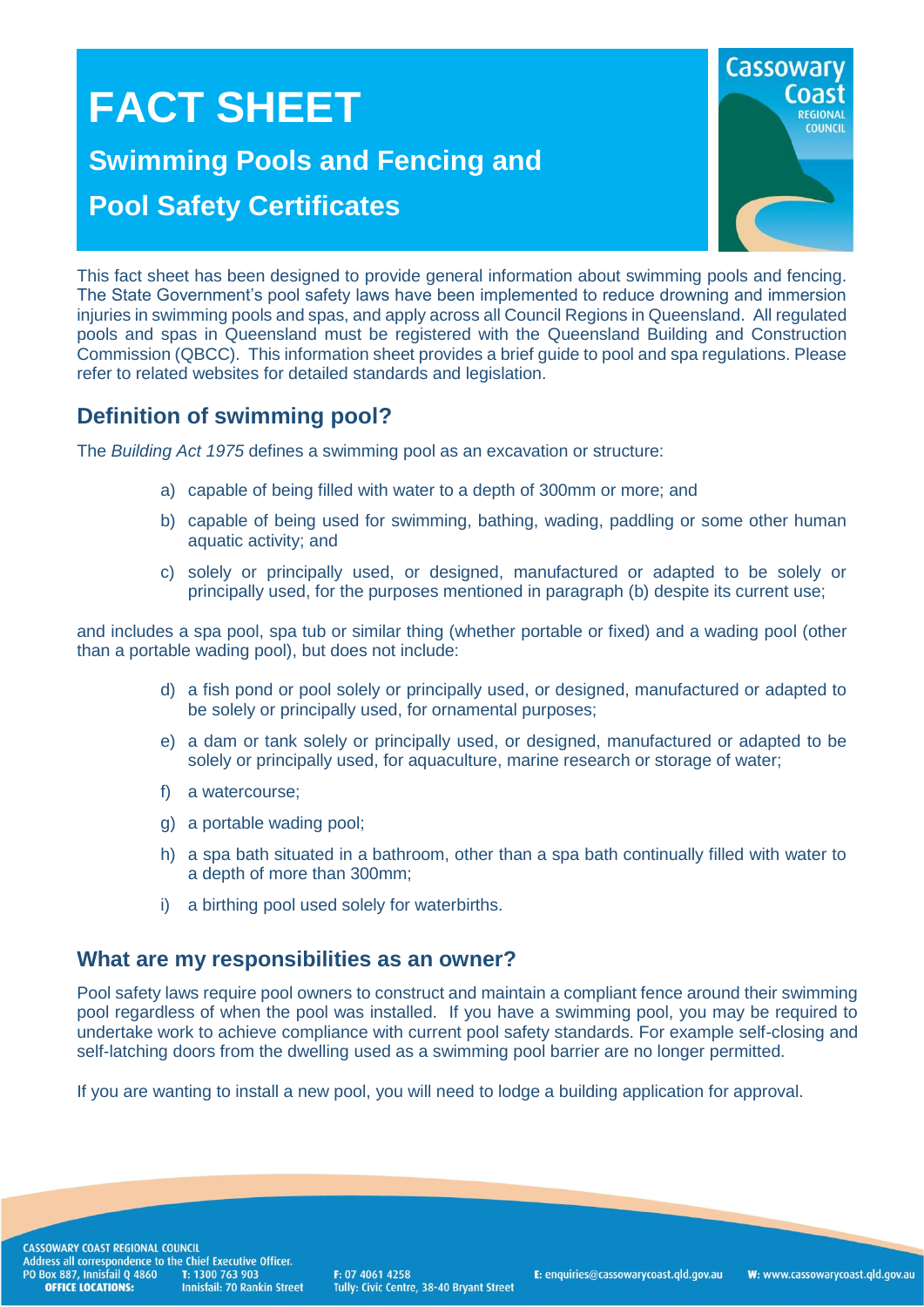# FACT SHEET

## Swimming Pools and Fencing and Pool Safety Certificates

This fact sheet has been designed to provide general information about swimming pools and fencing. The State Government's pool safety laws have been implemented to reduce drowning and immersion injuries in swimming pools and spas, and apply across all Council Regions in Queensland. All regulated pools and spas in Queensland must be registered with the Queensland Building and Construction Commission (QBCC). This information sheet provides a brief guide to pool and spa regulations. Please refer to related websites for detailed standards and legislation.

## Definition of swimming pool?

The *Building Act 1975* defines a swimming pool as an excavation or structure:

a) capable of being filled with water to a depth of 300mm or more; and

b) capable of being used for swimming, bathing, wading, paddling or some other human aquatic activity; and

c) solely or principally used, or designed, manufactured or adapted to be solely or principally used, for the purposes mentioned in paragraph (b) despite its current use;

and includes a spa pool, spa tub or similar thing (whether portable or fixed) and a wading pool (other than a portable wading pool), but does not include:

d) a fish pond or pool solely or principally used, or designed, manufactured or adapted to be solely or principally used, for ornamental purposes;

e) a dam or tank solely or principally used, or designed, manufactured or adapted to be solely or principally used, for aquaculture, marine research or storage of water;

f) a watercourse;

g) a portable wading pool;

h) a spa bath situated in a bathroom, other than a spa bath continually filled with water to a depth of more than 300mm;

i) a birthing pool used solely for waterbirths.

## What are my responsibilities as an owner?

Pool safety laws require pool owners to construct and maintain a compliant fence around their swimming pool regardless of when the pool was installed. If you have a swimming pool, you may be required to undertake work to achieve compliance with current pool safety standards. For example self-closing and self-latching doors from the dwelling used as a swimming pool barrier are no longer permitted.

If you are wanting to install a new pool, you will need to lodge a building application for approval.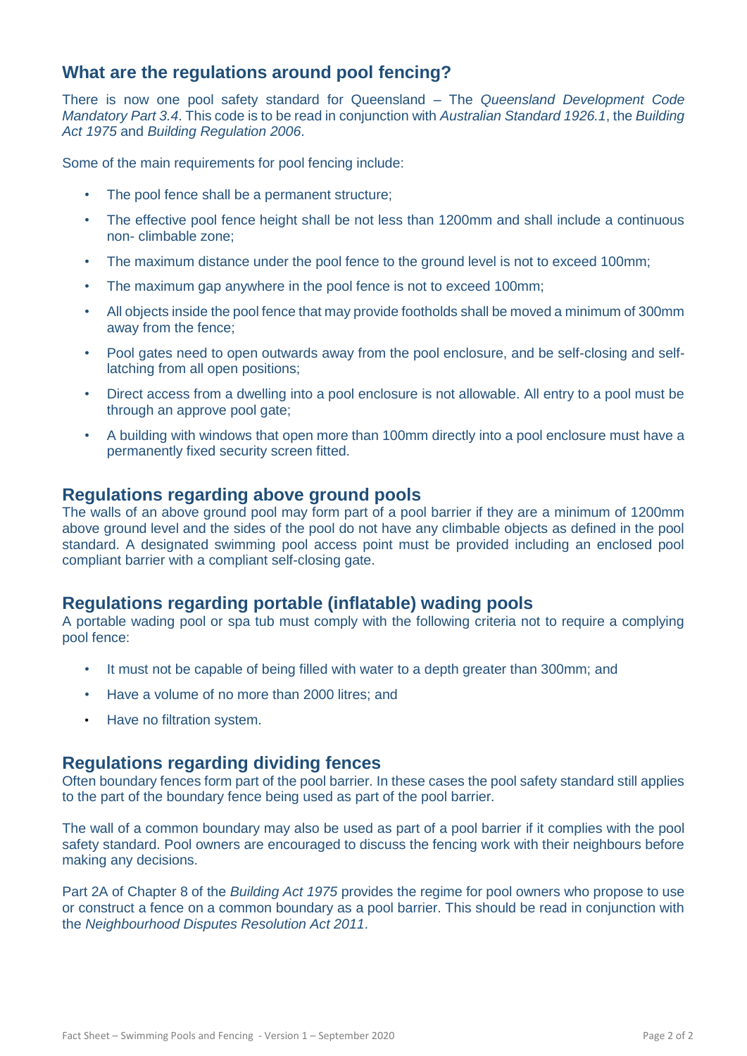## What are the regulations around pool fencing?

There is now one pool safety standard for Queensland – The *Queensland Development Code Mandatory Part 3.4*. This code is to be read in conjunction with *Australian Standard 1926.1*, the *Building Act 1975* and *Building Regulation 2006*.

Some of the main requirements for pool fencing include:

- The pool fence shall be a permanent structure;
- The effective pool fence height shall be not less than 1200mm and shall include a continuous non- climbable zone;
- The maximum distance under the pool fence to the ground level is not to exceed 100mm;
- The maximum gap anywhere in the pool fence is not to exceed 100mm;
- All objects inside the pool fence that may provide footholds shall be moved a minimum of 300mm away from the fence;
- Pool gates need to open outwards away from the pool enclosure, and be self-closing and self-latching from all open positions;
- Direct access from a dwelling into a pool enclosure is not allowable. All entry to a pool must be through an approve pool gate;
- A building with windows that open more than 100mm directly into a pool enclosure must have a permanently fixed security screen fitted.

## Regulations regarding above ground pools

The walls of an above ground pool may form part of a pool barrier if they are a minimum of 1200mm above ground level and the sides of the pool do not have any climbable objects as defined in the pool standard. A designated swimming pool access point must be provided including an enclosed pool compliant barrier with a compliant self-closing gate.

## Regulations regarding portable (inflatable) wading pools

A portable wading pool or spa tub must comply with the following criteria not to require a complying pool fence:

- It must not be capable of being filled with water to a depth greater than 300mm; and
- Have a volume of no more than 2000 litres; and
- Have no filtration system.

## Regulations regarding dividing fences

Often boundary fences form part of the pool barrier. In these cases the pool safety standard still applies to the part of the boundary fence being used as part of the pool barrier.

The wall of a common boundary may also be used as part of a pool barrier if it complies with the pool safety standard. Pool owners are encouraged to discuss the fencing work with their neighbours before making any decisions.

Part 2A of Chapter 8 of the *Building Act 1975* provides the regime for pool owners who propose to use or construct a fence on a common boundary as a pool barrier. This should be read in conjunction with the *Neighbourhood Disputes Resolution Act 2011*.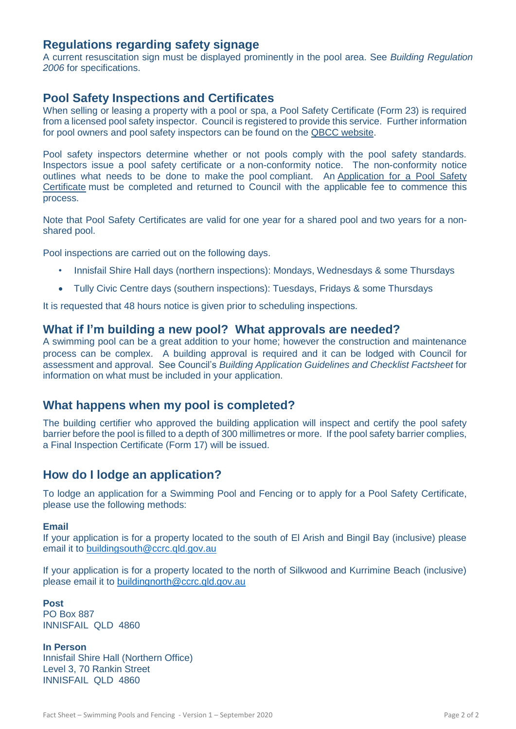## Regulations regarding safety signage

A current resuscitation sign must be displayed prominently in the pool area. See *Building Regulation 2006* for specifications.

## Pool Safety Inspections and Certificates

When selling or leasing a property with a pool or spa, a Pool Safety Certificate (Form 23) is required from a licensed pool safety inspector. Council is registered to provide this service. Further information for pool owners and pool safety inspectors can be found on the QBCC website.

Pool safety inspectors determine whether or not pools comply with the pool safety standards. Inspectors issue a pool safety certificate or a non-conformity notice. The non-conformity notice outlines what needs to be done to make the pool compliant. An Application for a Pool Safety Certificate must be completed and returned to Council with the applicable fee to commence this process.

Note that Pool Safety Certificates are valid for one year for a shared pool and two years for a non-shared pool.

Pool inspections are carried out on the following days.

- Innisfail Shire Hall days (northern inspections): Mondays, Wednesdays & some Thursdays
- Tully Civic Centre days (southern inspections): Tuesdays, Fridays & some Thursdays

It is requested that 48 hours notice is given prior to scheduling inspections.

## What if I'm building a new pool? What approvals are needed?

A swimming pool can be a great addition to your home; however the construction and maintenance process can be complex. A building approval is required and it can be lodged with Council for assessment and approval. See Council's *Building Application Guidelines and Checklist Factsheet* for information on what must be included in your application.

## What happens when my pool is completed?

The building certifier who approved the building application will inspect and certify the pool safety barrier before the pool is filled to a depth of 300 millimetres or more. If the pool safety barrier complies, a Final Inspection Certificate (Form 17) will be issued.

## How do I lodge an application?

To lodge an application for a Swimming Pool and Fencing or to apply for a Pool Safety Certificate, please use the following methods:

**Email**

If your application is for a property located to the south of El Arish and Bingil Bay (inclusive) please email it to buildingsouth@ccrc.qld.gov.au

If your application is for a property located to the north of Silkwood and Kurrimine Beach (inclusive) please email it to buildingnorth@ccrc.qld.gov.au

**Post**

PO Box 887  
INNISFAIL QLD 4860

**In Person**

Innisfail Shire Hall (Northern Office)  
Level 3, 70 Rankin Street  
INNISFAIL QLD 4860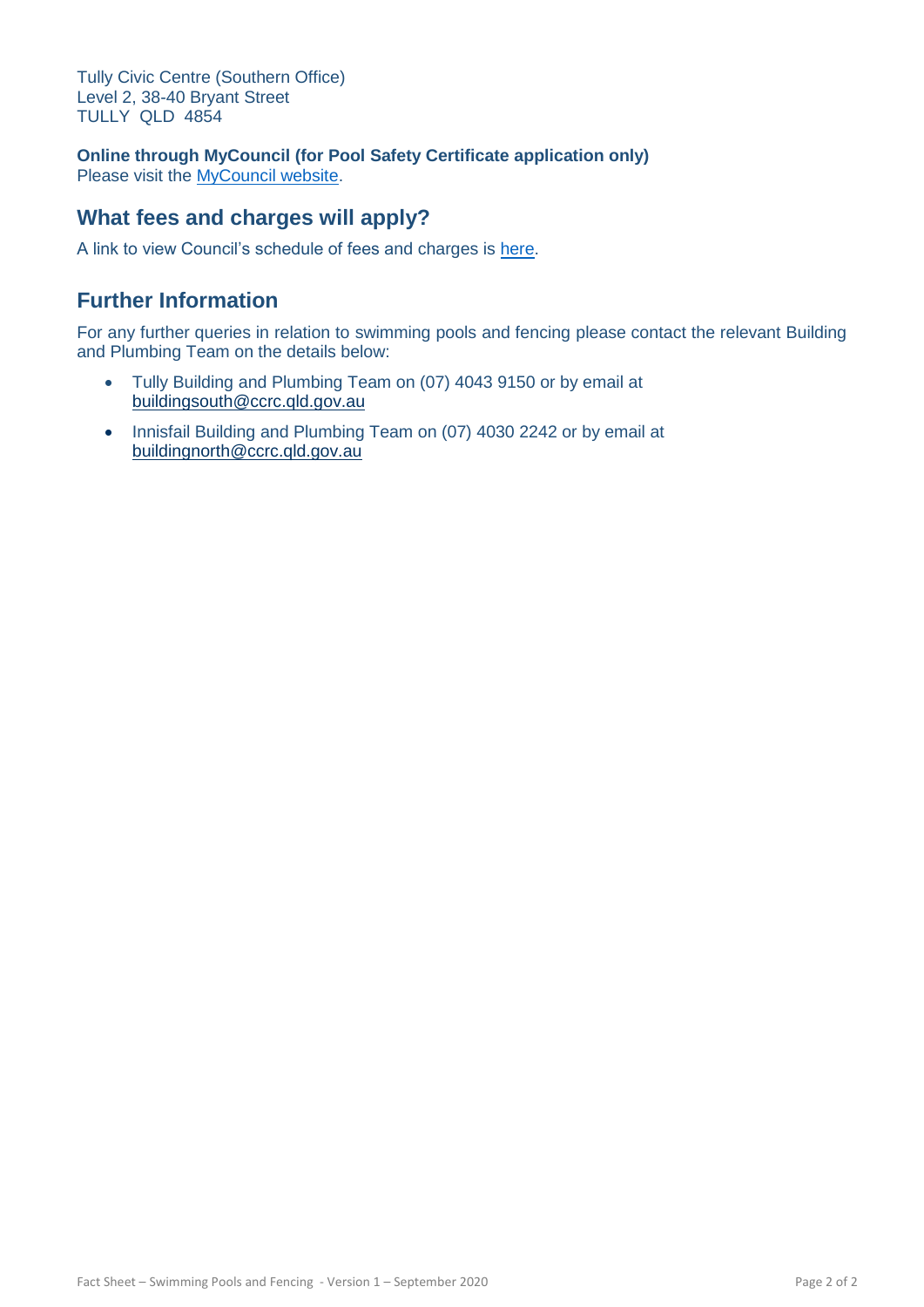Tully Civic Centre (Southern Office)
Level 2, 38-40 Bryant Street
TULLY QLD 4854

**Online through MyCouncil (for Pool Safety Certificate application only)**
Please visit the MyCouncil website.

## What fees and charges will apply?

A link to view Council's schedule of fees and charges is here.

## Further Information

For any further queries in relation to swimming pools and fencing please contact the relevant Building and Plumbing Team on the details below:

- Tully Building and Plumbing Team on (07) 4043 9150 or by email at buildingsouth@ccrc.qld.gov.au
- Innisfail Building and Plumbing Team on (07) 4030 2242 or by email at buildingnorth@ccrc.qld.gov.au